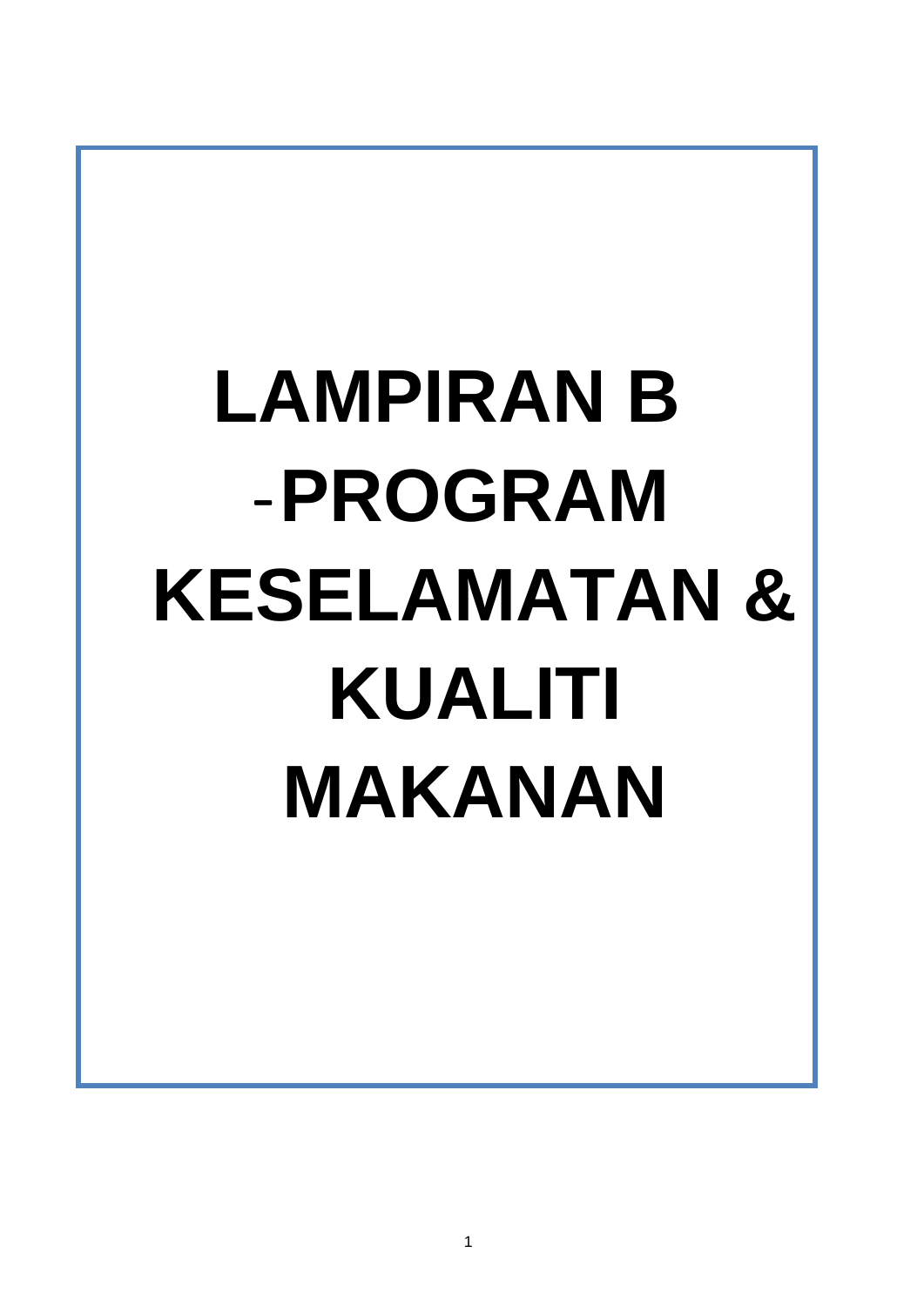# LAMPIRAN B -PROGRAM KESELAMATAN & KUALITI MAKANAN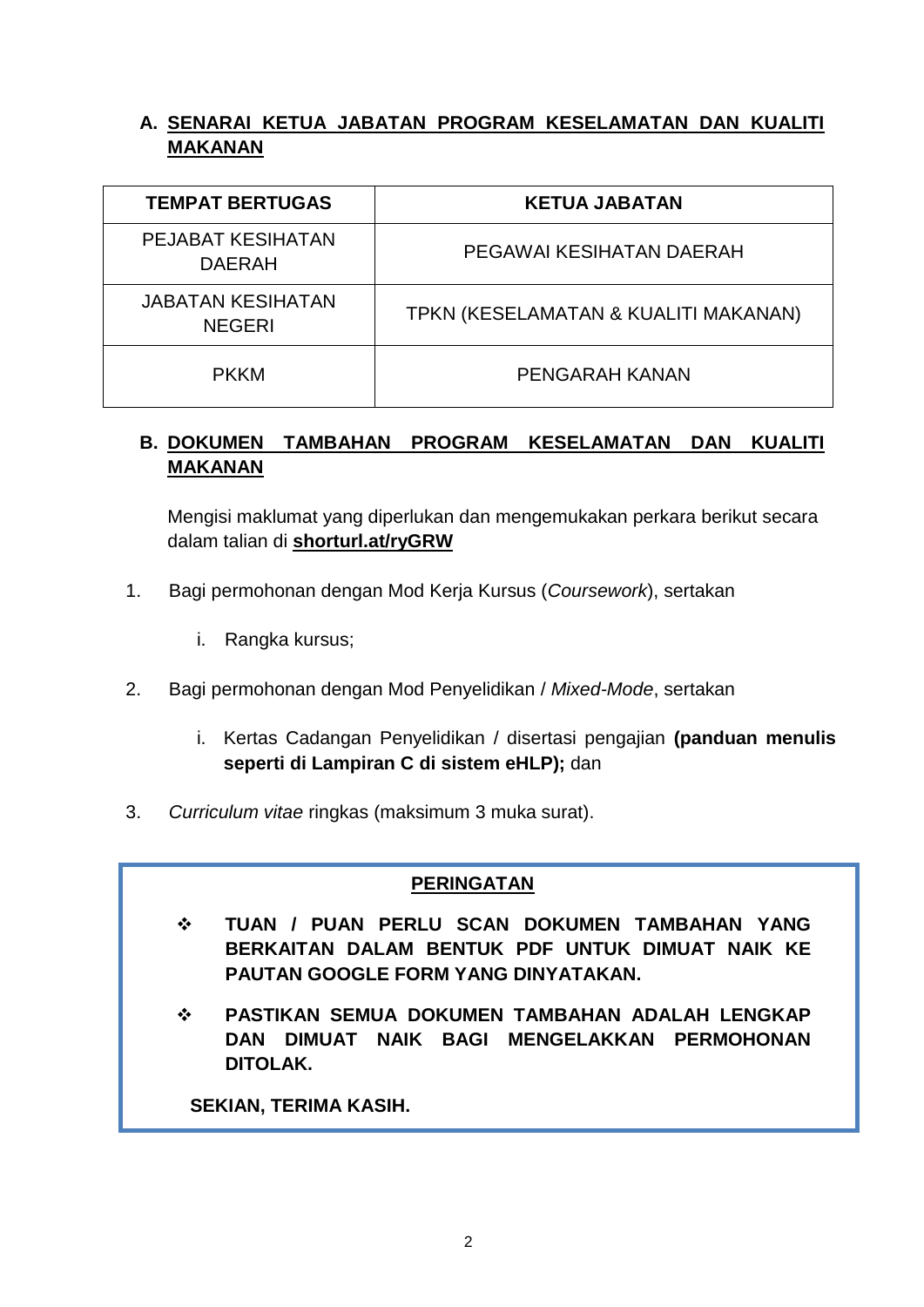## A. SENARAI KETUA JABATAN PROGRAM KESELAMATAN DAN KUALITI MAKANAN

| TEMPAT BERTUGAS | KETUA JABATAN |
|---|---|
| PEJABAT KESIHATAN DAERAH | PEGAWAI KESIHATAN DAERAH |
| JABATAN KESIHATAN NEGERI | TPKN (KESELAMATAN & KUALITI MAKANAN) |
| PKKM | PENGARAH KANAN |

## B. DOKUMEN TAMBAHAN PROGRAM KESELAMATAN DAN KUALITI MAKANAN

Mengisi maklumat yang diperlukan dan mengemukakan perkara berikut secara dalam talian di **shorturl.at/ryGRW**

1. Bagi permohonan dengan Mod Kerja Kursus (*Coursework*), sertakan

   i. Rangka kursus;

2. Bagi permohonan dengan Mod Penyelidikan / *Mixed-Mode*, sertakan

   i. Kertas Cadangan Penyelidikan / disertasi pengajian **(panduan menulis seperti di Lampiran C di sistem eHLP);** dan

3. *Curriculum vitae* ringkas (maksimum 3 muka surat).

**PERINGATAN**

- **TUAN / PUAN PERLU SCAN DOKUMEN TAMBAHAN YANG BERKAITAN DALAM BENTUK PDF UNTUK DIMUAT NAIK KE PAUTAN GOOGLE FORM YANG DINYATAKAN.**
- **PASTIKAN SEMUA DOKUMEN TAMBAHAN ADALAH LENGKAP DAN DIMUAT NAIK BAGI MENGELAKKAN PERMOHONAN DITOLAK.**

**SEKIAN, TERIMA KASIH.**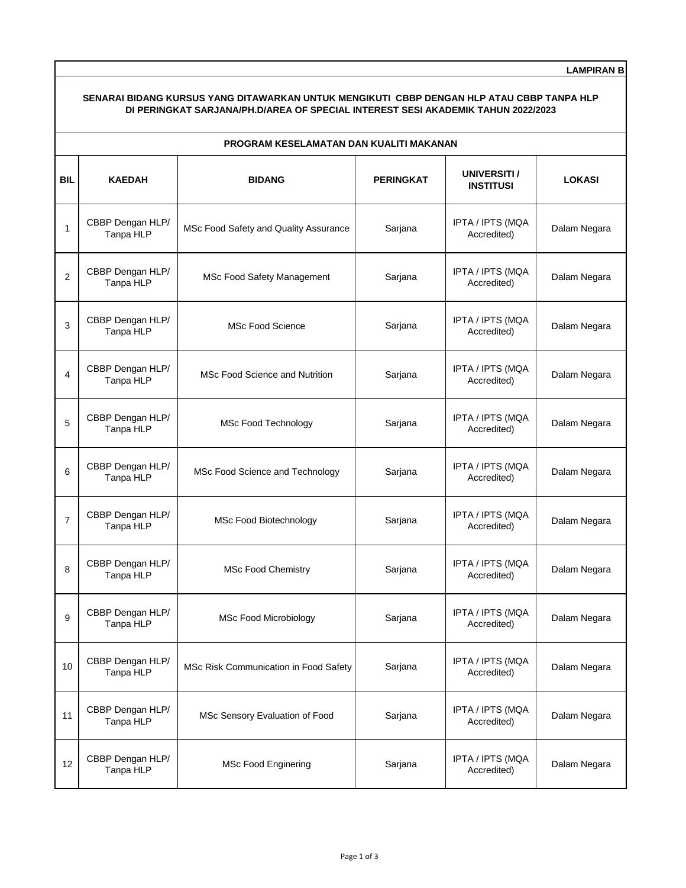**LAMPIRAN B**

**SENARAI BIDANG KURSUS YANG DITAWARKAN UNTUK MENGIKUTI CBBP DENGAN HLP ATAU CBBP TANPA HLP DI PERINGKAT SARJANA/PH.D/AREA OF SPECIAL INTEREST SESI AKADEMIK TAHUN 2022/2023**

**PROGRAM KESELAMATAN DAN KUALITI MAKANAN**

| BIL | KAEDAH | BIDANG | PERINGKAT | UNIVERSITI / INSTITUSI | LOKASI |
|---|---|---|---|---|---|
| 1 | CBBP Dengan HLP/ Tanpa HLP | MSc Food Safety and Quality Assurance | Sarjana | IPTA / IPTS (MQA Accredited) | Dalam Negara |
| 2 | CBBP Dengan HLP/ Tanpa HLP | MSc Food Safety Management | Sarjana | IPTA / IPTS (MQA Accredited) | Dalam Negara |
| 3 | CBBP Dengan HLP/ Tanpa HLP | MSc Food Science | Sarjana | IPTA / IPTS (MQA Accredited) | Dalam Negara |
| 4 | CBBP Dengan HLP/ Tanpa HLP | MSc Food Science and Nutrition | Sarjana | IPTA / IPTS (MQA Accredited) | Dalam Negara |
| 5 | CBBP Dengan HLP/ Tanpa HLP | MSc Food Technology | Sarjana | IPTA / IPTS (MQA Accredited) | Dalam Negara |
| 6 | CBBP Dengan HLP/ Tanpa HLP | MSc Food Science and Technology | Sarjana | IPTA / IPTS (MQA Accredited) | Dalam Negara |
| 7 | CBBP Dengan HLP/ Tanpa HLP | MSc Food Biotechnology | Sarjana | IPTA / IPTS (MQA Accredited) | Dalam Negara |
| 8 | CBBP Dengan HLP/ Tanpa HLP | MSc Food Chemistry | Sarjana | IPTA / IPTS (MQA Accredited) | Dalam Negara |
| 9 | CBBP Dengan HLP/ Tanpa HLP | MSc Food Microbiology | Sarjana | IPTA / IPTS (MQA Accredited) | Dalam Negara |
| 10 | CBBP Dengan HLP/ Tanpa HLP | MSc Risk Communication in Food Safety | Sarjana | IPTA / IPTS (MQA Accredited) | Dalam Negara |
| 11 | CBBP Dengan HLP/ Tanpa HLP | MSc Sensory Evaluation of Food | Sarjana | IPTA / IPTS (MQA Accredited) | Dalam Negara |
| 12 | CBBP Dengan HLP/ Tanpa HLP | MSc Food Enginering | Sarjana | IPTA / IPTS (MQA Accredited) | Dalam Negara |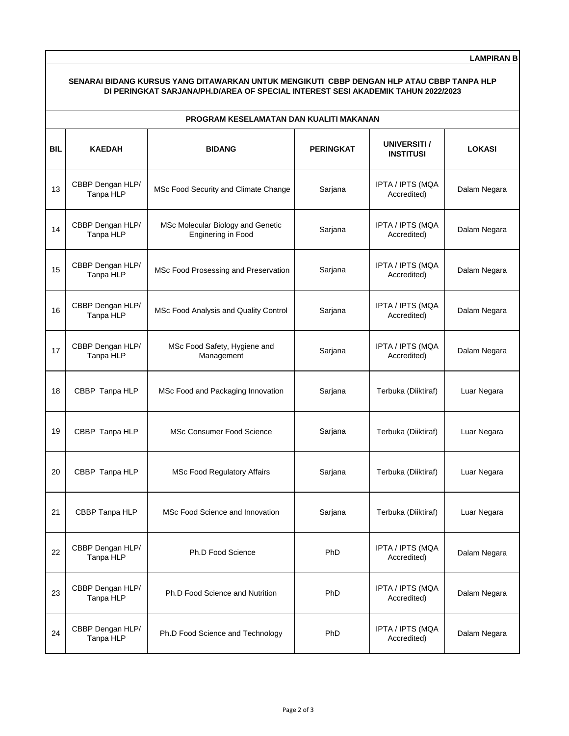**LAMPIRAN B**

**SENARAI BIDANG KURSUS YANG DITAWARKAN UNTUK MENGIKUTI CBBP DENGAN HLP ATAU CBBP TANPA HLP DI PERINGKAT SARJANA/PH.D/AREA OF SPECIAL INTEREST SESI AKADEMIK TAHUN 2022/2023**

**PROGRAM KESELAMATAN DAN KUALITI MAKANAN**

| BIL | KAEDAH | BIDANG | PERINGKAT | UNIVERSITI / INSTITUSI | LOKASI |
|---|---|---|---|---|---|
| 13 | CBBP Dengan HLP/ Tanpa HLP | MSc Food Security and Climate Change | Sarjana | IPTA / IPTS (MQA Accredited) | Dalam Negara |
| 14 | CBBP Dengan HLP/ Tanpa HLP | MSc Molecular Biology and Genetic Enginering in Food | Sarjana | IPTA / IPTS (MQA Accredited) | Dalam Negara |
| 15 | CBBP Dengan HLP/ Tanpa HLP | MSc Food Prosessing and Preservation | Sarjana | IPTA / IPTS (MQA Accredited) | Dalam Negara |
| 16 | CBBP Dengan HLP/ Tanpa HLP | MSc Food Analysis and Quality Control | Sarjana | IPTA / IPTS (MQA Accredited) | Dalam Negara |
| 17 | CBBP Dengan HLP/ Tanpa HLP | MSc Food Safety, Hygiene and Management | Sarjana | IPTA / IPTS (MQA Accredited) | Dalam Negara |
| 18 | CBBP Tanpa HLP | MSc Food and Packaging Innovation | Sarjana | Terbuka (Diiktiraf) | Luar Negara |
| 19 | CBBP Tanpa HLP | MSc Consumer Food Science | Sarjana | Terbuka (Diiktiraf) | Luar Negara |
| 20 | CBBP Tanpa HLP | MSc Food Regulatory Affairs | Sarjana | Terbuka (Diiktiraf) | Luar Negara |
| 21 | CBBP Tanpa HLP | MSc Food Science and Innovation | Sarjana | Terbuka (Diiktiraf) | Luar Negara |
| 22 | CBBP Dengan HLP/ Tanpa HLP | Ph.D Food Science | PhD | IPTA / IPTS (MQA Accredited) | Dalam Negara |
| 23 | CBBP Dengan HLP/ Tanpa HLP | Ph.D Food Science and Nutrition | PhD | IPTA / IPTS (MQA Accredited) | Dalam Negara |
| 24 | CBBP Dengan HLP/ Tanpa HLP | Ph.D Food Science and Technology | PhD | IPTA / IPTS (MQA Accredited) | Dalam Negara |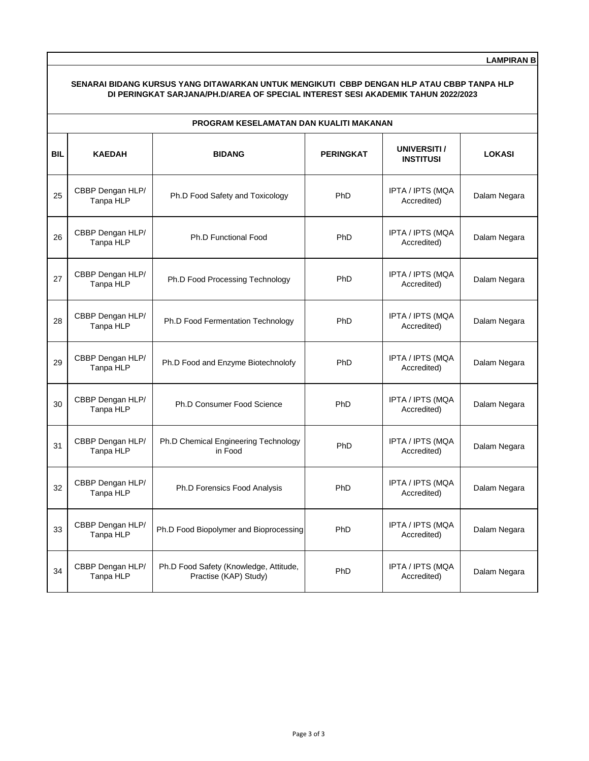**LAMPIRAN B**

**SENARAI BIDANG KURSUS YANG DITAWARKAN UNTUK MENGIKUTI CBBP DENGAN HLP ATAU CBBP TANPA HLP DI PERINGKAT SARJANA/PH.D/AREA OF SPECIAL INTEREST SESI AKADEMIK TAHUN 2022/2023**

**PROGRAM KESELAMATAN DAN KUALITI MAKANAN**

| BIL | KAEDAH | BIDANG | PERINGKAT | UNIVERSITI / INSTITUSI | LOKASI |
|---|---|---|---|---|---|
| 25 | CBBP Dengan HLP/ Tanpa HLP | Ph.D Food Safety and Toxicology | PhD | IPTA / IPTS (MQA Accredited) | Dalam Negara |
| 26 | CBBP Dengan HLP/ Tanpa HLP | Ph.D Functional Food | PhD | IPTA / IPTS (MQA Accredited) | Dalam Negara |
| 27 | CBBP Dengan HLP/ Tanpa HLP | Ph.D Food Processing Technology | PhD | IPTA / IPTS (MQA Accredited) | Dalam Negara |
| 28 | CBBP Dengan HLP/ Tanpa HLP | Ph.D Food Fermentation Technology | PhD | IPTA / IPTS (MQA Accredited) | Dalam Negara |
| 29 | CBBP Dengan HLP/ Tanpa HLP | Ph.D Food and Enzyme Biotechnolofy | PhD | IPTA / IPTS (MQA Accredited) | Dalam Negara |
| 30 | CBBP Dengan HLP/ Tanpa HLP | Ph.D Consumer Food Science | PhD | IPTA / IPTS (MQA Accredited) | Dalam Negara |
| 31 | CBBP Dengan HLP/ Tanpa HLP | Ph.D Chemical Engineering Technology in Food | PhD | IPTA / IPTS (MQA Accredited) | Dalam Negara |
| 32 | CBBP Dengan HLP/ Tanpa HLP | Ph.D Forensics Food Analysis | PhD | IPTA / IPTS (MQA Accredited) | Dalam Negara |
| 33 | CBBP Dengan HLP/ Tanpa HLP | Ph.D Food Biopolymer and Bioprocessing | PhD | IPTA / IPTS (MQA Accredited) | Dalam Negara |
| 34 | CBBP Dengan HLP/ Tanpa HLP | Ph.D Food Safety (Knowledge, Attitude, Practise (KAP) Study) | PhD | IPTA / IPTS (MQA Accredited) | Dalam Negara |